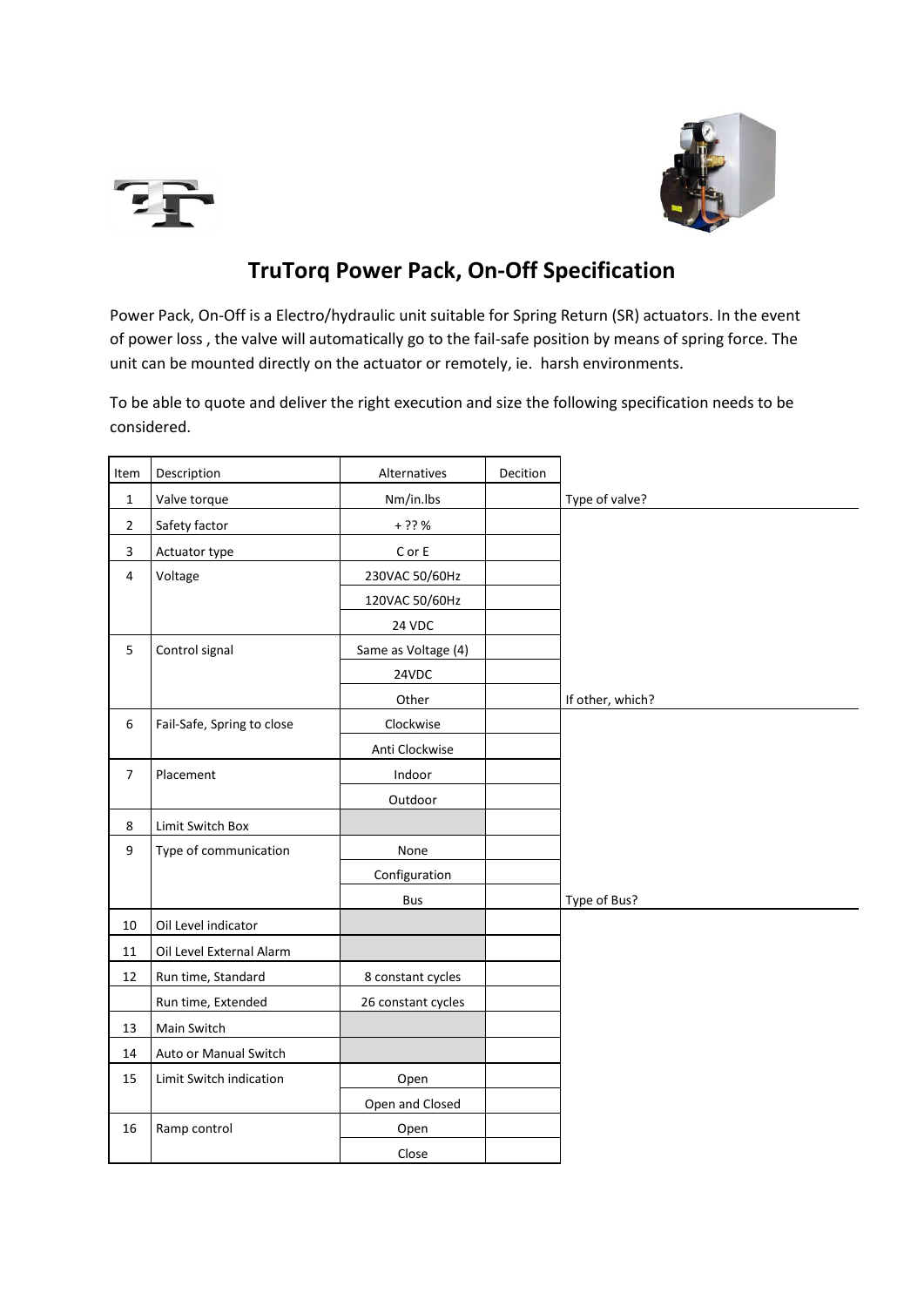# TruTorq Power Pack, On-Off Specification

Power Pack, On-Off is a Electro/hydraulic unit suitable for Spring Return (SR) actuators. In the event of power loss , the valve will automatically go to the fail-safe position by means of spring force. The unit can be mounted directly on the actuator or remotely, ie. harsh environments.

To be able to quote and deliver the right execution and size the following specification needs to be considered.

| Item | Description | Alternatives | Decition | |
|---|---|---|---|---|
| 1 | Valve torque | Nm/in.lbs | | Type of valve? |
| 2 | Safety factor | + ?? % | | |
| 3 | Actuator type | C or E | | |
| 4 | Voltage | 230VAC 50/60Hz | | |
| | | 120VAC 50/60Hz | | |
| | | 24 VDC | | |
| 5 | Control signal | Same as Voltage (4) | | |
| | | 24VDC | | |
| | | Other | | If other, which? |
| 6 | Fail-Safe, Spring to close | Clockwise | | |
| | | Anti Clockwise | | |
| 7 | Placement | Indoor | | |
| | | Outdoor | | |
| 8 | Limit Switch Box | | | |
| 9 | Type of communication | None | | |
| | | Configuration | | |
| | | Bus | | Type of Bus? |
| 10 | Oil Level indicator | | | |
| 11 | Oil Level External Alarm | | | |
| 12 | Run time, Standard | 8 constant cycles | | |
| | Run time, Extended | 26 constant cycles | | |
| 13 | Main Switch | | | |
| 14 | Auto or Manual Switch | | | |
| 15 | Limit Switch indication | Open | | |
| | | Open and Closed | | |
| 16 | Ramp control | Open | | |
| | | Close | | |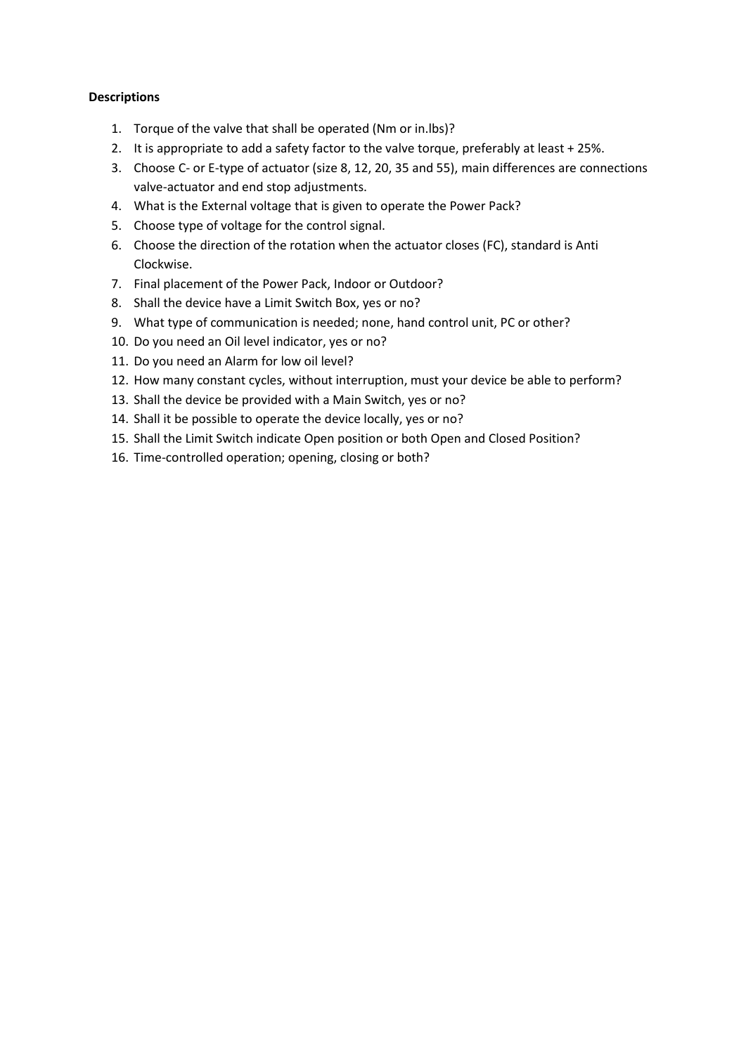**Descriptions**

1. Torque of the valve that shall be operated (Nm or in.lbs)?
2. It is appropriate to add a safety factor to the valve torque, preferably at least + 25%.
3. Choose C- or E-type of actuator (size 8, 12, 20, 35 and 55), main differences are connections valve-actuator and end stop adjustments.
4. What is the External voltage that is given to operate the Power Pack?
5. Choose type of voltage for the control signal.
6. Choose the direction of the rotation when the actuator closes (FC), standard is Anti Clockwise.
7. Final placement of the Power Pack, Indoor or Outdoor?
8. Shall the device have a Limit Switch Box, yes or no?
9. What type of communication is needed; none, hand control unit, PC or other?
10. Do you need an Oil level indicator, yes or no?
11. Do you need an Alarm for low oil level?
12. How many constant cycles, without interruption, must your device be able to perform?
13. Shall the device be provided with a Main Switch, yes or no?
14. Shall it be possible to operate the device locally, yes or no?
15. Shall the Limit Switch indicate Open position or both Open and Closed Position?
16. Time-controlled operation; opening, closing or both?